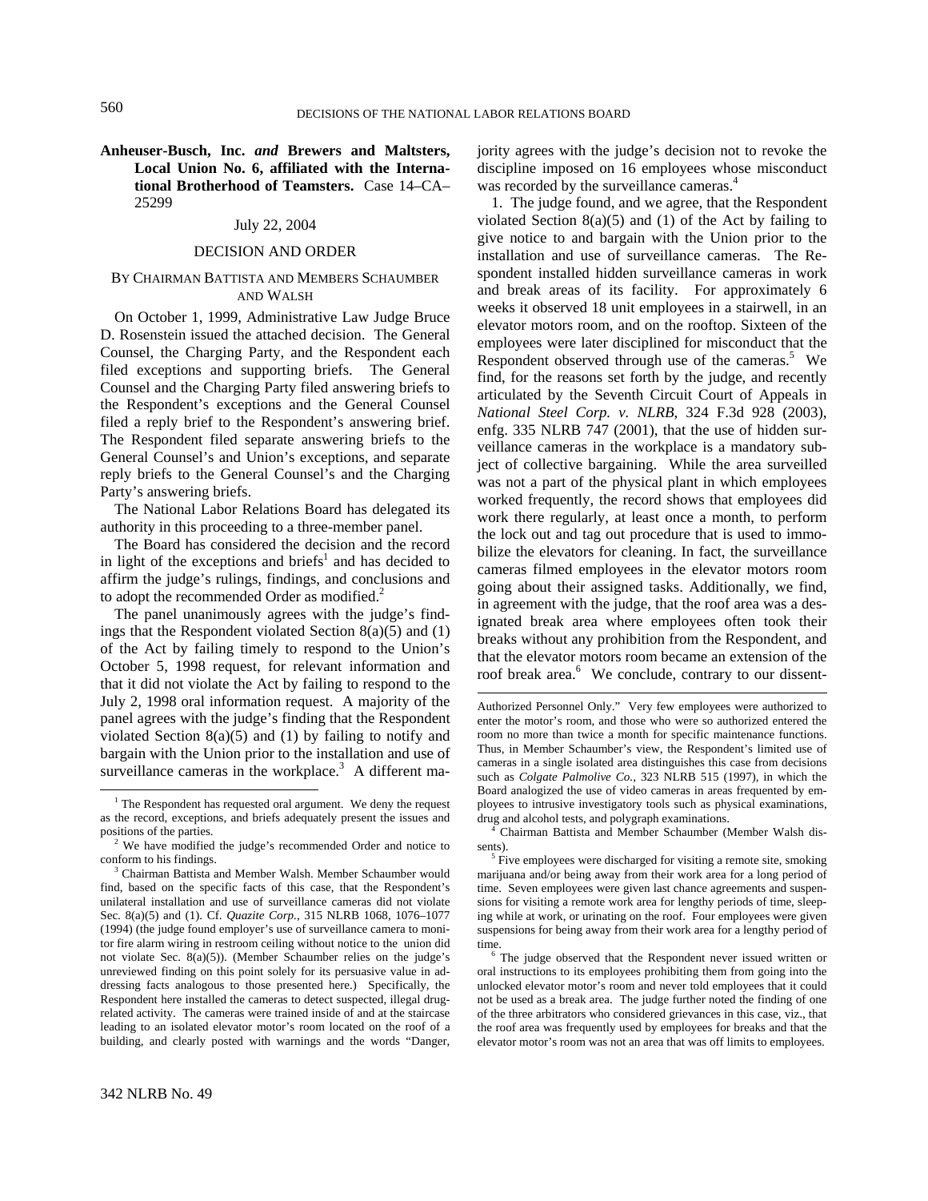**Anheuser-Busch, Inc.** ***and*** **Brewers and Maltsters, Local Union No. 6, affiliated with the International Brotherhood of Teamsters.** Case 14–CA–25299

July 22, 2004

DECISION AND ORDER

BY CHAIRMAN BATTISTA AND MEMBERS SCHAUMBER AND WALSH

On October 1, 1999, Administrative Law Judge Bruce D. Rosenstein issued the attached decision. The General Counsel, the Charging Party, and the Respondent each filed exceptions and supporting briefs. The General Counsel and the Charging Party filed answering briefs to the Respondent's exceptions and the General Counsel filed a reply brief to the Respondent's answering brief. The Respondent filed separate answering briefs to the General Counsel's and Union's exceptions, and separate reply briefs to the General Counsel's and the Charging Party's answering briefs.

The National Labor Relations Board has delegated its authority in this proceeding to a three-member panel.

The Board has considered the decision and the record in light of the exceptions and briefs[1] and has decided to affirm the judge's rulings, findings, and conclusions and to adopt the recommended Order as modified.[2]

The panel unanimously agrees with the judge's findings that the Respondent violated Section 8(a)(5) and (1) of the Act by failing timely to respond to the Union's October 5, 1998 request, for relevant information and that it did not violate the Act by failing to respond to the July 2, 1998 oral information request. A majority of the panel agrees with the judge's finding that the Respondent violated Section 8(a)(5) and (1) by failing to notify and bargain with the Union prior to the installation and use of surveillance cameras in the workplace.[3] A different majority agrees with the judge's decision not to revoke the discipline imposed on 16 employees whose misconduct was recorded by the surveillance cameras.[4]

1. The judge found, and we agree, that the Respondent violated Section 8(a)(5) and (1) of the Act by failing to give notice to and bargain with the Union prior to the installation and use of surveillance cameras. The Respondent installed hidden surveillance cameras in work and break areas of its facility. For approximately 6 weeks it observed 18 unit employees in a stairwell, in an elevator motors room, and on the rooftop. Sixteen of the employees were later disciplined for misconduct that the Respondent observed through use of the cameras.[5] We find, for the reasons set forth by the judge, and recently articulated by the Seventh Circuit Court of Appeals in *National Steel Corp. v. NLRB*, 324 F.3d 928 (2003), enfg. 335 NLRB 747 (2001), that the use of hidden surveillance cameras in the workplace is a mandatory subject of collective bargaining. While the area surveilled was not a part of the physical plant in which employees worked frequently, the record shows that employees did work there regularly, at least once a month, to perform the lock out and tag out procedure that is used to immobilize the elevators for cleaning. In fact, the surveillance cameras filmed employees in the elevator motors room going about their assigned tasks. Additionally, we find, in agreement with the judge, that the roof area was a designated break area where employees often took their breaks without any prohibition from the Respondent, and that the elevator motors room became an extension of the roof break area.[6] We conclude, contrary to our dissent-

---

[1] The Respondent has requested oral argument. We deny the request as the record, exceptions, and briefs adequately present the issues and positions of the parties.

[2] We have modified the judge's recommended Order and notice to conform to his findings.

[3] Chairman Battista and Member Walsh. Member Schaumber would find, based on the specific facts of this case, that the Respondent's unilateral installation and use of surveillance cameras did not violate Sec. 8(a)(5) and (1). Cf. *Quazite Corp.*, 315 NLRB 1068, 1076–1077 (1994) (the judge found employer's use of surveillance camera to monitor fire alarm wiring in restroom ceiling without notice to the union did not violate Sec. 8(a)(5)). (Member Schaumber relies on the judge's unreviewed finding on this point solely for its persuasive value in addressing facts analogous to those presented here.) Specifically, the Respondent here installed the cameras to detect suspected, illegal drug-related activity. The cameras were trained inside of and at the staircase leading to an isolated elevator motor's room located on the roof of a building, and clearly posted with warnings and the words "Danger, Authorized Personnel Only." Very few employees were authorized to enter the motor's room, and those who were so authorized entered the room no more than twice a month for specific maintenance functions. Thus, in Member Schaumber's view, the Respondent's limited use of cameras in a single isolated area distinguishes this case from decisions such as *Colgate Palmolive Co.*, 323 NLRB 515 (1997), in which the Board analogized the use of video cameras in areas frequented by employees to intrusive investigatory tools such as physical examinations, drug and alcohol tests, and polygraph examinations.

[4] Chairman Battista and Member Schaumber (Member Walsh dissents).

[5] Five employees were discharged for visiting a remote site, smoking marijuana and/or being away from their work area for a long period of time. Seven employees were given last chance agreements and suspensions for visiting a remote work area for lengthy periods of time, sleeping while at work, or urinating on the roof. Four employees were given suspensions for being away from their work area for a lengthy period of time.

[6] The judge observed that the Respondent never issued written or oral instructions to its employees prohibiting them from going into the unlocked elevator motor's room and never told employees that it could not be used as a break area. The judge further noted the finding of one of the three arbitrators who considered grievances in this case, viz., that the roof area was frequently used by employees for breaks and that the elevator motor's room was not an area that was off limits to employees.

342 NLRB No. 49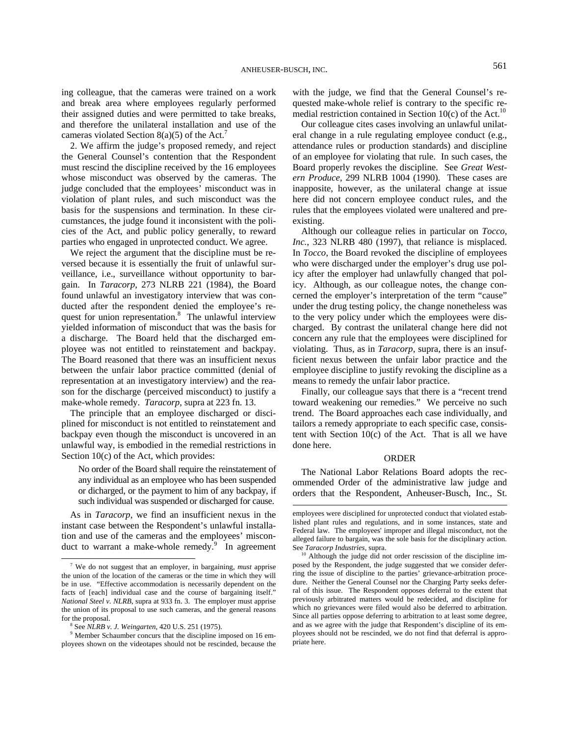ing colleague, that the cameras were trained on a work and break area where employees regularly performed their assigned duties and were permitted to take breaks, and therefore the unilateral installation and use of the cameras violated Section 8(a)(5) of the Act.[7]

2. We affirm the judge's proposed remedy, and reject the General Counsel's contention that the Respondent must rescind the discipline received by the 16 employees whose misconduct was observed by the cameras. The judge concluded that the employees' misconduct was in violation of plant rules, and such misconduct was the basis for the suspensions and termination. In these circumstances, the judge found it inconsistent with the policies of the Act, and public policy generally, to reward parties who engaged in unprotected conduct. We agree.

We reject the argument that the discipline must be reversed because it is essentially the fruit of unlawful surveillance, i.e., surveillance without opportunity to bargain. In *Taracorp*, 273 NLRB 221 (1984), the Board found unlawful an investigatory interview that was conducted after the respondent denied the employee's request for union representation.[8] The unlawful interview yielded information of misconduct that was the basis for a discharge. The Board held that the discharged employee was not entitled to reinstatement and backpay. The Board reasoned that there was an insufficient nexus between the unfair labor practice committed (denial of representation at an investigatory interview) and the reason for the discharge (perceived misconduct) to justify a make-whole remedy. *Taracorp*, supra at 223 fn. 13.

The principle that an employee discharged or disciplined for misconduct is not entitled to reinstatement and backpay even though the misconduct is uncovered in an unlawful way, is embodied in the remedial restrictions in Section 10(c) of the Act, which provides:

> No order of the Board shall require the reinstatement of any individual as an employee who has been suspended or dicharged, or the payment to him of any backpay, if such individual was suspended or discharged for cause.

As in *Taracorp*, we find an insufficient nexus in the instant case between the Respondent's unlawful installation and use of the cameras and the employees' misconduct to warrant a make-whole remedy.[9] In agreement with the judge, we find that the General Counsel's requested make-whole relief is contrary to the specific remedial restriction contained in Section 10(c) of the Act.[10]

Our colleague cites cases involving an unlawful unilateral change in a rule regulating employee conduct (e.g., attendance rules or production standards) and discipline of an employee for violating that rule. In such cases, the Board properly revokes the discipline. See *Great Western Produce*, 299 NLRB 1004 (1990). These cases are inapposite, however, as the unilateral change at issue here did not concern employee conduct rules, and the rules that the employees violated were unaltered and preexisting.

Although our colleague relies in particular on *Tocco, Inc.*, 323 NLRB 480 (1997), that reliance is misplaced. In *Tocco*, the Board revoked the discipline of employees who were discharged under the employer's drug use policy after the employer had unlawfully changed that policy. Although, as our colleague notes, the change concerned the employer's interpretation of the term "cause" under the drug testing policy, the change nonetheless was to the very policy under which the employees were discharged. By contrast the unilateral change here did not concern any rule that the employees were disciplined for violating. Thus, as in *Taracorp*, supra, there is an insufficient nexus between the unfair labor practice and the employee discipline to justify revoking the discipline as a means to remedy the unfair labor practice.

Finally, our colleague says that there is a "recent trend toward weakening our remedies." We perceive no such trend. The Board approaches each case individually, and tailors a remedy appropriate to each specific case, consistent with Section 10(c) of the Act. That is all we have done here.

## ORDER

The National Labor Relations Board adopts the recommended Order of the administrative law judge and orders that the Respondent, Anheuser-Busch, Inc., St.

---

[7] We do not suggest that an employer, in bargaining, *must* apprise the union of the location of the cameras or the time in which they will be in use. "Effective accommodation is necessarily dependent on the facts of [each] individual case and the course of bargaining itself." *National Steel v. NLRB*, supra at 933 fn. 3. The employer must apprise the union of its proposal to use such cameras, and the general reasons for the proposal.

[8] See *NLRB v. J. Weingarten*, 420 U.S. 251 (1975).

[9] Member Schaumber concurs that the discipline imposed on 16 employees shown on the videotapes should not be rescinded, because the employees were disciplined for unprotected conduct that violated established plant rules and regulations, and in some instances, state and Federal law. The employees' improper and illegal misconduct, not the alleged failure to bargain, was the sole basis for the disciplinary action. See *Taracorp Industries*, supra.

[10] Although the judge did not order rescission of the discipline imposed by the Respondent, the judge suggested that we consider deferring the issue of discipline to the parties' grievance-arbitration procedure. Neither the General Counsel nor the Charging Party seeks deferral of this issue. The Respondent opposes deferral to the extent that previously arbitrated matters would be redecided, and discipline for which no grievances were filed would also be deferred to arbitration. Since all parties oppose deferring to arbitration to at least some degree, and as we agree with the judge that Respondent's discipline of its employees should not be rescinded, we do not find that deferral is appropriate here.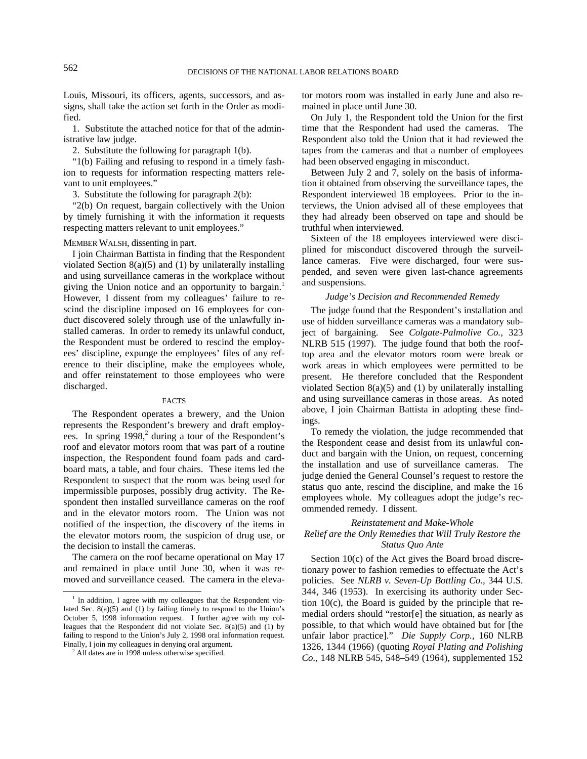Louis, Missouri, its officers, agents, successors, and assigns, shall take the action set forth in the Order as modified.

1. Substitute the attached notice for that of the administrative law judge.

2. Substitute the following for paragraph 1(b).

"1(b) Failing and refusing to respond in a timely fashion to requests for information respecting matters relevant to unit employees."

3. Substitute the following for paragraph 2(b):

"2(b) On request, bargain collectively with the Union by timely furnishing it with the information it requests respecting matters relevant to unit employees."

MEMBER WALSH, dissenting in part.

I join Chairman Battista in finding that the Respondent violated Section 8(a)(5) and (1) by unilaterally installing and using surveillance cameras in the workplace without giving the Union notice and an opportunity to bargain.[1] However, I dissent from my colleagues' failure to rescind the discipline imposed on 16 employees for conduct discovered solely through use of the unlawfully installed cameras. In order to remedy its unlawful conduct, the Respondent must be ordered to rescind the employees' discipline, expunge the employees' files of any reference to their discipline, make the employees whole, and offer reinstatement to those employees who were discharged.

## FACTS

The Respondent operates a brewery, and the Union represents the Respondent's brewery and draft employees. In spring 1998,[2] during a tour of the Respondent's roof and elevator motors room that was part of a routine inspection, the Respondent found foam pads and cardboard mats, a table, and four chairs. These items led the Respondent to suspect that the room was being used for impermissible purposes, possibly drug activity. The Respondent then installed surveillance cameras on the roof and in the elevator motors room. The Union was not notified of the inspection, the discovery of the items in the elevator motors room, the suspicion of drug use, or the decision to install the cameras.

The camera on the roof became operational on May 17 and remained in place until June 30, when it was removed and surveillance ceased. The camera in the elevator motors room was installed in early June and also remained in place until June 30.

On July 1, the Respondent told the Union for the first time that the Respondent had used the cameras. The Respondent also told the Union that it had reviewed the tapes from the cameras and that a number of employees had been observed engaging in misconduct.

Between July 2 and 7, solely on the basis of information it obtained from observing the surveillance tapes, the Respondent interviewed 18 employees. Prior to the interviews, the Union advised all of these employees that they had already been observed on tape and should be truthful when interviewed.

Sixteen of the 18 employees interviewed were disciplined for misconduct discovered through the surveillance cameras. Five were discharged, four were suspended, and seven were given last-chance agreements and suspensions.

### *Judge's Decision and Recommended Remedy*

The judge found that the Respondent's installation and use of hidden surveillance cameras was a mandatory subject of bargaining. See *Colgate-Palmolive Co.*, 323 NLRB 515 (1997). The judge found that both the rooftop area and the elevator motors room were break or work areas in which employees were permitted to be present. He therefore concluded that the Respondent violated Section 8(a)(5) and (1) by unilaterally installing and using surveillance cameras in those areas. As noted above, I join Chairman Battista in adopting these findings.

To remedy the violation, the judge recommended that the Respondent cease and desist from its unlawful conduct and bargain with the Union, on request, concerning the installation and use of surveillance cameras. The judge denied the General Counsel's request to restore the status quo ante, rescind the discipline, and make the 16 employees whole. My colleagues adopt the judge's recommended remedy. I dissent.

### *Reinstatement and Make-Whole Relief are the Only Remedies that Will Truly Restore the Status Quo Ante*

Section 10(c) of the Act gives the Board broad discretionary power to fashion remedies to effectuate the Act's policies. See *NLRB v. Seven-Up Bottling Co.,* 344 U.S. 344, 346 (1953). In exercising its authority under Section 10(c), the Board is guided by the principle that remedial orders should "restor[e] the situation, as nearly as possible, to that which would have obtained but for [the unfair labor practice]." *Die Supply Corp.,* 160 NLRB 1326, 1344 (1966) (quoting *Royal Plating and Polishing Co.,* 148 NLRB 545, 548–549 (1964), supplemented 152

---

[1] In addition, I agree with my colleagues that the Respondent violated Sec. 8(a)(5) and (1) by failing timely to respond to the Union's October 5, 1998 information request. I further agree with my colleagues that the Respondent did not violate Sec. 8(a)(5) and (1) by failing to respond to the Union's July 2, 1998 oral information request. Finally, I join my colleagues in denying oral argument.

[2] All dates are in 1998 unless otherwise specified.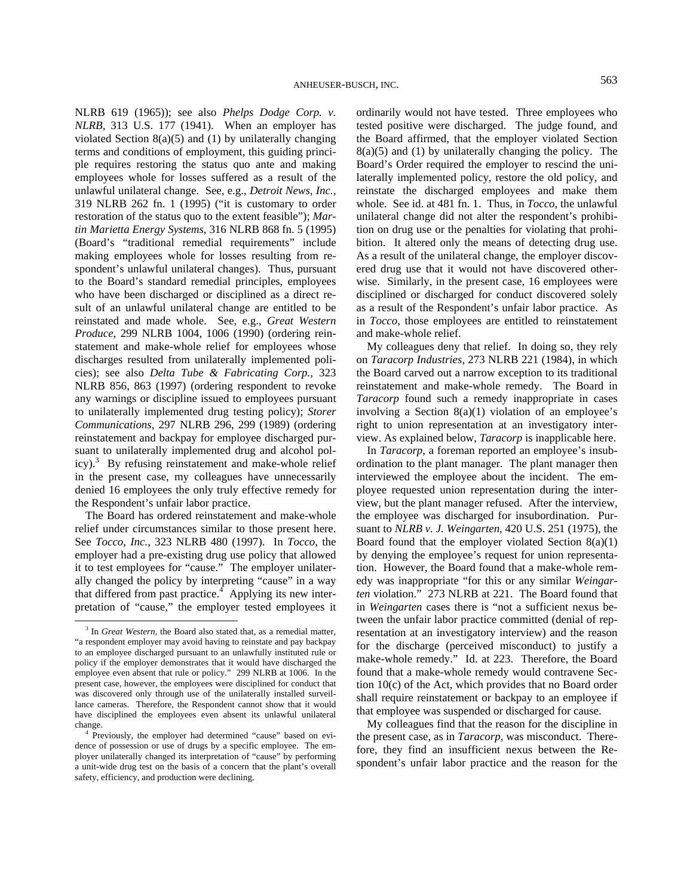NLRB 619 (1965)); see also *Phelps Dodge Corp. v. NLRB*, 313 U.S. 177 (1941). When an employer has violated Section 8(a)(5) and (1) by unilaterally changing terms and conditions of employment, this guiding principle requires restoring the status quo ante and making employees whole for losses suffered as a result of the unlawful unilateral change. See, e.g., *Detroit News, Inc.*, 319 NLRB 262 fn. 1 (1995) ("it is customary to order restoration of the status quo to the extent feasible"); *Martin Marietta Energy Systems*, 316 NLRB 868 fn. 5 (1995) (Board's "traditional remedial requirements" include making employees whole for losses resulting from respondent's unlawful unilateral changes). Thus, pursuant to the Board's standard remedial principles, employees who have been discharged or disciplined as a direct result of an unlawful unilateral change are entitled to be reinstated and made whole. See, e.g., *Great Western Produce*, 299 NLRB 1004, 1006 (1990) (ordering reinstatement and make-whole relief for employees whose discharges resulted from unilaterally implemented policies); see also *Delta Tube & Fabricating Corp.*, 323 NLRB 856, 863 (1997) (ordering respondent to revoke any warnings or discipline issued to employees pursuant to unilaterally implemented drug testing policy); *Storer Communications*, 297 NLRB 296, 299 (1989) (ordering reinstatement and backpay for employee discharged pursuant to unilaterally implemented drug and alcohol policy).[3] By refusing reinstatement and make-whole relief in the present case, my colleagues have unnecessarily denied 16 employees the only truly effective remedy for the Respondent's unfair labor practice.

The Board has ordered reinstatement and make-whole relief under circumstances similar to those present here. See *Tocco, Inc.*, 323 NLRB 480 (1997). In *Tocco*, the employer had a pre-existing drug use policy that allowed it to test employees for "cause." The employer unilaterally changed the policy by interpreting "cause" in a way that differed from past practice.[4] Applying its new interpretation of "cause," the employer tested employees it ordinarily would not have tested. Three employees who tested positive were discharged. The judge found, and the Board affirmed, that the employer violated Section 8(a)(5) and (1) by unilaterally changing the policy. The Board's Order required the employer to rescind the unilaterally implemented policy, restore the old policy, and reinstate the discharged employees and make them whole. See id. at 481 fn. 1. Thus, in *Tocco*, the unlawful unilateral change did not alter the respondent's prohibition on drug use or the penalties for violating that prohibition. It altered only the means of detecting drug use. As a result of the unilateral change, the employer discovered drug use that it would not have discovered otherwise. Similarly, in the present case, 16 employees were disciplined or discharged for conduct discovered solely as a result of the Respondent's unfair labor practice. As in *Tocco*, those employees are entitled to reinstatement and make-whole relief.

My colleagues deny that relief. In doing so, they rely on *Taracorp Industries*, 273 NLRB 221 (1984), in which the Board carved out a narrow exception to its traditional reinstatement and make-whole remedy. The Board in *Taracorp* found such a remedy inappropriate in cases involving a Section 8(a)(1) violation of an employee's right to union representation at an investigatory interview. As explained below, *Taracorp* is inapplicable here.

In *Taracorp*, a foreman reported an employee's insubordination to the plant manager. The plant manager then interviewed the employee about the incident. The employee requested union representation during the interview, but the plant manager refused. After the interview, the employee was discharged for insubordination. Pursuant to *NLRB v. J. Weingarten*, 420 U.S. 251 (1975), the Board found that the employer violated Section 8(a)(1) by denying the employee's request for union representation. However, the Board found that a make-whole remedy was inappropriate "for this or any similar *Weingarten* violation." 273 NLRB at 221. The Board found that in *Weingarten* cases there is "not a sufficient nexus between the unfair labor practice committed (denial of representation at an investigatory interview) and the reason for the discharge (perceived misconduct) to justify a make-whole remedy." Id. at 223. Therefore, the Board found that a make-whole remedy would contravene Section 10(c) of the Act, which provides that no Board order shall require reinstatement or backpay to an employee if that employee was suspended or discharged for cause.

My colleagues find that the reason for the discipline in the present case, as in *Taracorp*, was misconduct. Therefore, they find an insufficient nexus between the Respondent's unfair labor practice and the reason for the

---

[3] In *Great Western*, the Board also stated that, as a remedial matter, "a respondent employer may avoid having to reinstate and pay backpay to an employee discharged pursuant to an unlawfully instituted rule or policy if the employer demonstrates that it would have discharged the employee even absent that rule or policy." 299 NLRB at 1006. In the present case, however, the employees were disciplined for conduct that was discovered only through use of the unilaterally installed surveillance cameras. Therefore, the Respondent cannot show that it would have disciplined the employees even absent its unlawful unilateral change.

[4] Previously, the employer had determined "cause" based on evidence of possession or use of drugs by a specific employee. The employer unilaterally changed its interpretation of "cause" by performing a unit-wide drug test on the basis of a concern that the plant's overall safety, efficiency, and production were declining.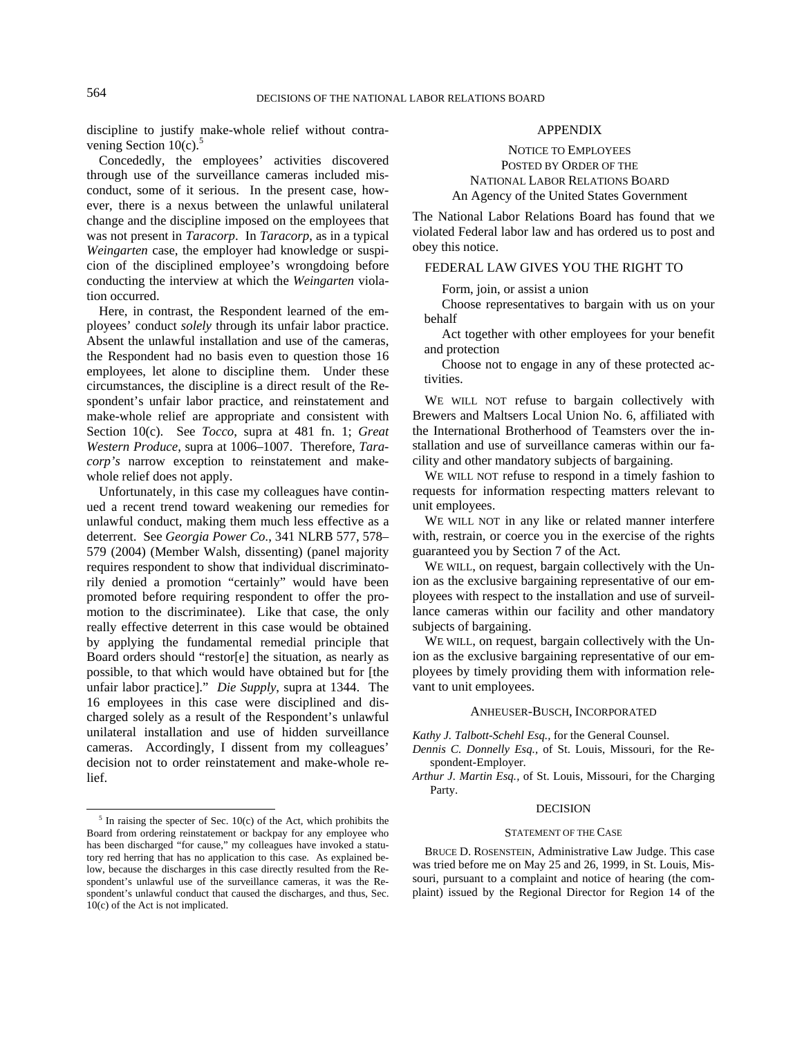discipline to justify make-whole relief without contravening Section 10(c).[5]

Concededly, the employees' activities discovered through use of the surveillance cameras included misconduct, some of it serious. In the present case, however, there is a nexus between the unlawful unilateral change and the discipline imposed on the employees that was not present in *Taracorp*. In *Taracorp*, as in a typical *Weingarten* case, the employer had knowledge or suspicion of the disciplined employee's wrongdoing before conducting the interview at which the *Weingarten* violation occurred.

Here, in contrast, the Respondent learned of the employees' conduct *solely* through its unfair labor practice. Absent the unlawful installation and use of the cameras, the Respondent had no basis even to question those 16 employees, let alone to discipline them. Under these circumstances, the discipline is a direct result of the Respondent's unfair labor practice, and reinstatement and make-whole relief are appropriate and consistent with Section 10(c). See *Tocco*, supra at 481 fn. 1; *Great Western Produce*, supra at 1006–1007. Therefore, *Taracorp's* narrow exception to reinstatement and make-whole relief does not apply.

Unfortunately, in this case my colleagues have continued a recent trend toward weakening our remedies for unlawful conduct, making them much less effective as a deterrent. See *Georgia Power Co.*, 341 NLRB 577, 578–579 (2004) (Member Walsh, dissenting) (panel majority requires respondent to show that individual discriminatorily denied a promotion "certainly" would have been promoted before requiring respondent to offer the promotion to the discriminatee). Like that case, the only really effective deterrent in this case would be obtained by applying the fundamental remedial principle that Board orders should "restor[e] the situation, as nearly as possible, to that which would have obtained but for [the unfair labor practice]." *Die Supply*, supra at 1344. The 16 employees in this case were disciplined and discharged solely as a result of the Respondent's unlawful unilateral installation and use of hidden surveillance cameras. Accordingly, I dissent from my colleagues' decision not to order reinstatement and make-whole relief.

[5] In raising the specter of Sec. 10(c) of the Act, which prohibits the Board from ordering reinstatement or backpay for any employee who has been discharged "for cause," my colleagues have invoked a statutory red herring that has no application to this case. As explained below, because the discharges in this case directly resulted from the Respondent's unlawful use of the surveillance cameras, it was the Respondent's unlawful conduct that caused the discharges, and thus, Sec. 10(c) of the Act is not implicated.

## APPENDIX

NOTICE TO EMPLOYEES
POSTED BY ORDER OF THE
NATIONAL LABOR RELATIONS BOARD
An Agency of the United States Government

The National Labor Relations Board has found that we violated Federal labor law and has ordered us to post and obey this notice.

FEDERAL LAW GIVES YOU THE RIGHT TO

Form, join, or assist a union

Choose representatives to bargain with us on your behalf

Act together with other employees for your benefit and protection

Choose not to engage in any of these protected activities.

WE WILL NOT refuse to bargain collectively with Brewers and Maltsers Local Union No. 6, affiliated with the International Brotherhood of Teamsters over the installation and use of surveillance cameras within our facility and other mandatory subjects of bargaining.

WE WILL NOT refuse to respond in a timely fashion to requests for information respecting matters relevant to unit employees.

WE WILL NOT in any like or related manner interfere with, restrain, or coerce you in the exercise of the rights guaranteed you by Section 7 of the Act.

WE WILL, on request, bargain collectively with the Union as the exclusive bargaining representative of our employees with respect to the installation and use of surveillance cameras within our facility and other mandatory subjects of bargaining.

WE WILL, on request, bargain collectively with the Union as the exclusive bargaining representative of our employees by timely providing them with information relevant to unit employees.

ANHEUSER-BUSCH, INCORPORATED

*Kathy J. Talbott-Schehl Esq.,* for the General Counsel.
*Dennis C. Donnelly Esq.,* of St. Louis, Missouri, for the Respondent-Employer.
*Arthur J. Martin Esq.,* of St. Louis, Missouri, for the Charging Party.

## DECISION

### STATEMENT OF THE CASE

BRUCE D. ROSENSTEIN, Administrative Law Judge. This case was tried before me on May 25 and 26, 1999, in St. Louis, Missouri, pursuant to a complaint and notice of hearing (the complaint) issued by the Regional Director for Region 14 of the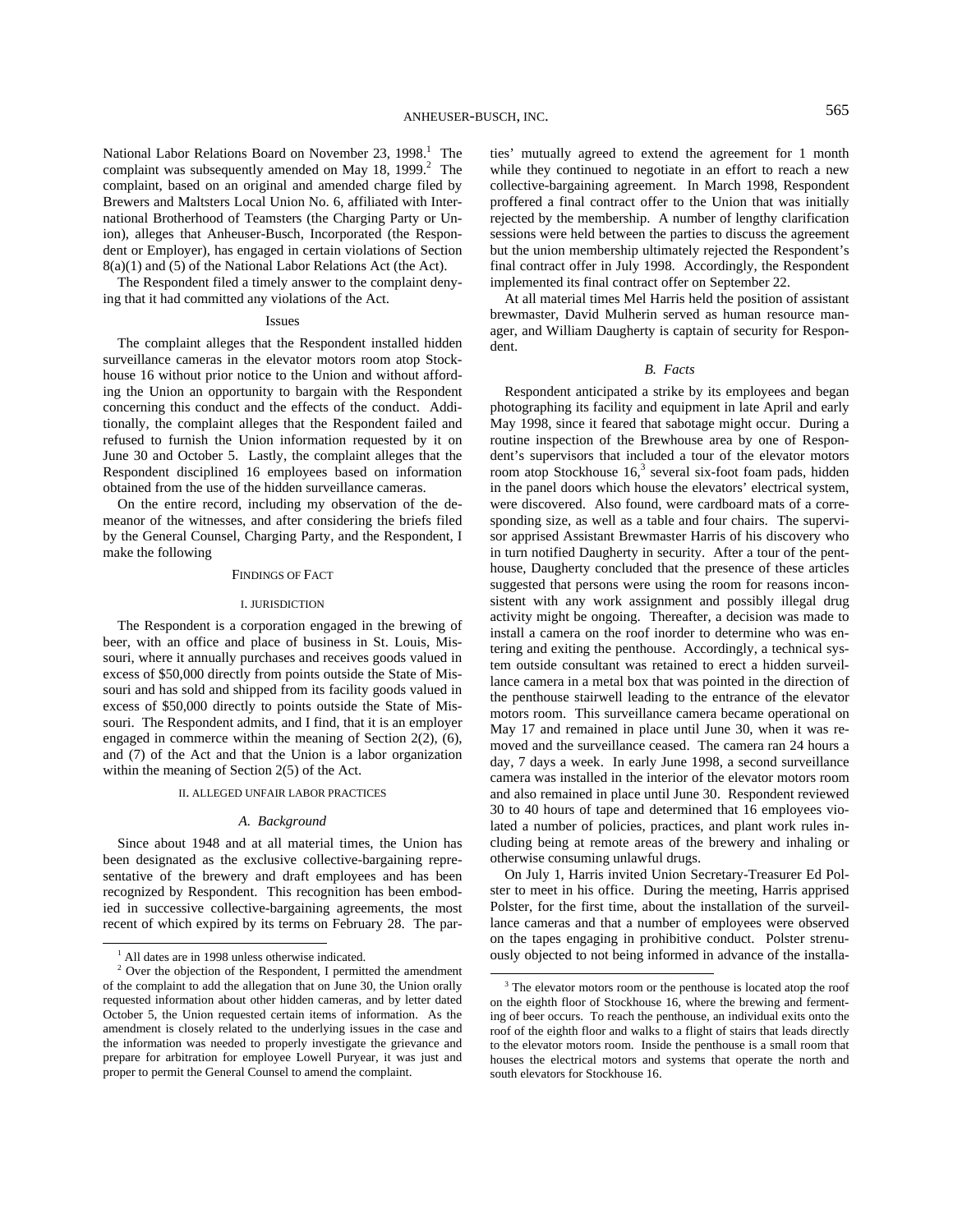National Labor Relations Board on November 23, 1998.[1] The complaint was subsequently amended on May 18, 1999.[2] The complaint, based on an original and amended charge filed by Brewers and Maltsters Local Union No. 6, affiliated with International Brotherhood of Teamsters (the Charging Party or Union), alleges that Anheuser-Busch, Incorporated (the Respondent or Employer), has engaged in certain violations of Section 8(a)(1) and (5) of the National Labor Relations Act (the Act).

The Respondent filed a timely answer to the complaint denying that it had committed any violations of the Act.

### Issues

The complaint alleges that the Respondent installed hidden surveillance cameras in the elevator motors room atop Stockhouse 16 without prior notice to the Union and without affording the Union an opportunity to bargain with the Respondent concerning this conduct and the effects of the conduct. Additionally, the complaint alleges that the Respondent failed and refused to furnish the Union information requested by it on June 30 and October 5. Lastly, the complaint alleges that the Respondent disciplined 16 employees based on information obtained from the use of the hidden surveillance cameras.

On the entire record, including my observation of the demeanor of the witnesses, and after considering the briefs filed by the General Counsel, Charging Party, and the Respondent, I make the following

## FINDINGS OF FACT

### I. JURISDICTION

The Respondent is a corporation engaged in the brewing of beer, with an office and place of business in St. Louis, Missouri, where it annually purchases and receives goods valued in excess of $50,000 directly from points outside the State of Missouri and has sold and shipped from its facility goods valued in excess of $50,000 directly to points outside the State of Missouri. The Respondent admits, and I find, that it is an employer engaged in commerce within the meaning of Section 2(2), (6), and (7) of the Act and that the Union is a labor organization within the meaning of Section 2(5) of the Act.

### II. ALLEGED UNFAIR LABOR PRACTICES

#### *A. Background*

Since about 1948 and at all material times, the Union has been designated as the exclusive collective-bargaining representative of the brewery and draft employees and has been recognized by Respondent. This recognition has been embodied in successive collective-bargaining agreements, the most recent of which expired by its terms on February 28. The parties' mutually agreed to extend the agreement for 1 month while they continued to negotiate in an effort to reach a new collective-bargaining agreement. In March 1998, Respondent proffered a final contract offer to the Union that was initially rejected by the membership. A number of lengthy clarification sessions were held between the parties to discuss the agreement but the union membership ultimately rejected the Respondent's final contract offer in July 1998. Accordingly, the Respondent implemented its final contract offer on September 22.

At all material times Mel Harris held the position of assistant brewmaster, David Mulherin served as human resource manager, and William Daugherty is captain of security for Respondent.

#### *B. Facts*

Respondent anticipated a strike by its employees and began photographing its facility and equipment in late April and early May 1998, since it feared that sabotage might occur. During a routine inspection of the Brewhouse area by one of Respondent's supervisors that included a tour of the elevator motors room atop Stockhouse 16,[3] several six-foot foam pads, hidden in the panel doors which house the elevators' electrical system, were discovered. Also found, were cardboard mats of a corresponding size, as well as a table and four chairs. The supervisor apprised Assistant Brewmaster Harris of his discovery who in turn notified Daugherty in security. After a tour of the penthouse, Daugherty concluded that the presence of these articles suggested that persons were using the room for reasons inconsistent with any work assignment and possibly illegal drug activity might be ongoing. Thereafter, a decision was made to install a camera on the roof inorder to determine who was entering and exiting the penthouse. Accordingly, a technical system outside consultant was retained to erect a hidden surveillance camera in a metal box that was pointed in the direction of the penthouse stairwell leading to the entrance of the elevator motors room. This surveillance camera became operational on May 17 and remained in place until June 30, when it was removed and the surveillance ceased. The camera ran 24 hours a day, 7 days a week. In early June 1998, a second surveillance camera was installed in the interior of the elevator motors room and also remained in place until June 30. Respondent reviewed 30 to 40 hours of tape and determined that 16 employees violated a number of policies, practices, and plant work rules including being at remote areas of the brewery and inhaling or otherwise consuming unlawful drugs.

On July 1, Harris invited Union Secretary-Treasurer Ed Polster to meet in his office. During the meeting, Harris apprised Polster, for the first time, about the installation of the surveillance cameras and that a number of employees were observed on the tapes engaging in prohibitive conduct. Polster strenuously objected to not being informed in advance of the installa-

---

[1] All dates are in 1998 unless otherwise indicated.

[2] Over the objection of the Respondent, I permitted the amendment of the complaint to add the allegation that on June 30, the Union orally requested information about other hidden cameras, and by letter dated October 5, the Union requested certain items of information. As the amendment is closely related to the underlying issues in the case and the information was needed to properly investigate the grievance and prepare for arbitration for employee Lowell Puryear, it was just and proper to permit the General Counsel to amend the complaint.

[3] The elevator motors room or the penthouse is located atop the roof on the eighth floor of Stockhouse 16, where the brewing and fermenting of beer occurs. To reach the penthouse, an individual exits onto the roof of the eighth floor and walks to a flight of stairs that leads directly to the elevator motors room. Inside the penthouse is a small room that houses the electrical motors and systems that operate the north and south elevators for Stockhouse 16.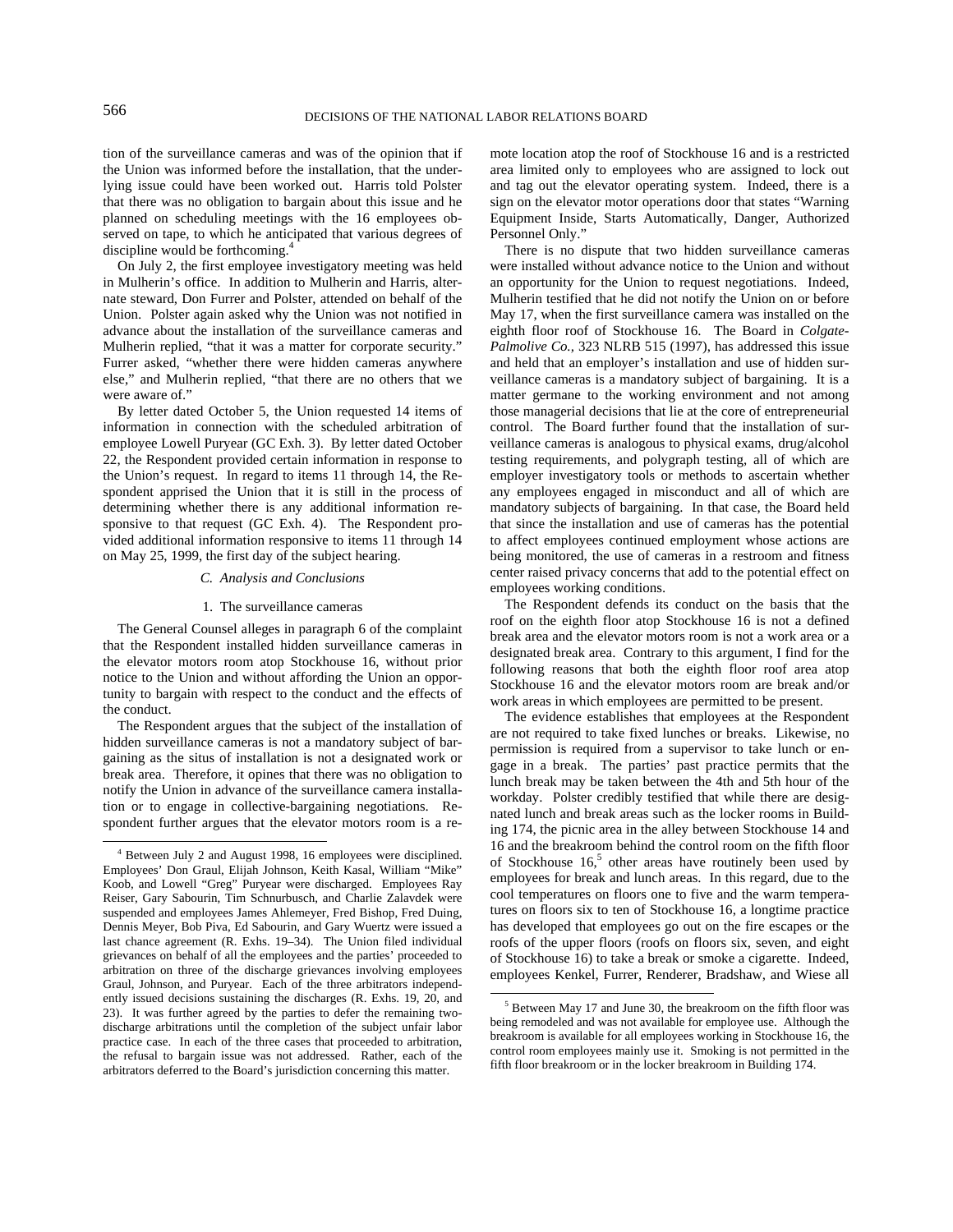tion of the surveillance cameras and was of the opinion that if the Union was informed before the installation, that the underlying issue could have been worked out. Harris told Polster that there was no obligation to bargain about this issue and he planned on scheduling meetings with the 16 employees observed on tape, to which he anticipated that various degrees of discipline would be forthcoming.[4]

On July 2, the first employee investigatory meeting was held in Mulherin's office. In addition to Mulherin and Harris, alternate steward, Don Furrer and Polster, attended on behalf of the Union. Polster again asked why the Union was not notified in advance about the installation of the surveillance cameras and Mulherin replied, "that it was a matter for corporate security." Furrer asked, "whether there were hidden cameras anywhere else," and Mulherin replied, "that there are no others that we were aware of."

By letter dated October 5, the Union requested 14 items of information in connection with the scheduled arbitration of employee Lowell Puryear (GC Exh. 3). By letter dated October 22, the Respondent provided certain information in response to the Union's request. In regard to items 11 through 14, the Respondent apprised the Union that it is still in the process of determining whether there is any additional information responsive to that request (GC Exh. 4). The Respondent provided additional information responsive to items 11 through 14 on May 25, 1999, the first day of the subject hearing.

### *C. Analysis and Conclusions*

#### 1. The surveillance cameras

The General Counsel alleges in paragraph 6 of the complaint that the Respondent installed hidden surveillance cameras in the elevator motors room atop Stockhouse 16, without prior notice to the Union and without affording the Union an opportunity to bargain with respect to the conduct and the effects of the conduct.

The Respondent argues that the subject of the installation of hidden surveillance cameras is not a mandatory subject of bargaining as the situs of installation is not a designated work or break area. Therefore, it opines that there was no obligation to notify the Union in advance of the surveillance camera installation or to engage in collective-bargaining negotiations. Respondent further argues that the elevator motors room is a remote location atop the roof of Stockhouse 16 and is a restricted area limited only to employees who are assigned to lock out and tag out the elevator operating system. Indeed, there is a sign on the elevator motor operations door that states "Warning Equipment Inside, Starts Automatically, Danger, Authorized Personnel Only."

There is no dispute that two hidden surveillance cameras were installed without advance notice to the Union and without an opportunity for the Union to request negotiations. Indeed, Mulherin testified that he did not notify the Union on or before May 17, when the first surveillance camera was installed on the eighth floor roof of Stockhouse 16. The Board in *Colgate-Palmolive Co.,* 323 NLRB 515 (1997), has addressed this issue and held that an employer's installation and use of hidden surveillance cameras is a mandatory subject of bargaining. It is a matter germane to the working environment and not among those managerial decisions that lie at the core of entrepreneurial control. The Board further found that the installation of surveillance cameras is analogous to physical exams, drug/alcohol testing requirements, and polygraph testing, all of which are employer investigatory tools or methods to ascertain whether any employees engaged in misconduct and all of which are mandatory subjects of bargaining. In that case, the Board held that since the installation and use of cameras has the potential to affect employees continued employment whose actions are being monitored, the use of cameras in a restroom and fitness center raised privacy concerns that add to the potential effect on employees working conditions.

The Respondent defends its conduct on the basis that the roof on the eighth floor atop Stockhouse 16 is not a defined break area and the elevator motors room is not a work area or a designated break area. Contrary to this argument, I find for the following reasons that both the eighth floor roof area atop Stockhouse 16 and the elevator motors room are break and/or work areas in which employees are permitted to be present.

The evidence establishes that employees at the Respondent are not required to take fixed lunches or breaks. Likewise, no permission is required from a supervisor to take lunch or engage in a break. The parties' past practice permits that the lunch break may be taken between the 4th and 5th hour of the workday. Polster credibly testified that while there are designated lunch and break areas such as the locker rooms in Building 174, the picnic area in the alley between Stockhouse 14 and 16 and the breakroom behind the control room on the fifth floor of Stockhouse 16,[5] other areas have routinely been used by employees for break and lunch areas. In this regard, due to the cool temperatures on floors one to five and the warm temperatures on floors six to ten of Stockhouse 16, a longtime practice has developed that employees go out on the fire escapes or the roofs of the upper floors (roofs on floors six, seven, and eight of Stockhouse 16) to take a break or smoke a cigarette. Indeed, employees Kenkel, Furrer, Renderer, Bradshaw, and Wiese all

---

[4] Between July 2 and August 1998, 16 employees were disciplined. Employees' Don Graul, Elijah Johnson, Keith Kasal, William "Mike" Koob, and Lowell "Greg" Puryear were discharged. Employees Ray Reiser, Gary Sabourin, Tim Schnurbusch, and Charlie Zalavdek were suspended and employees James Ahlemeyer, Fred Bishop, Fred Duing, Dennis Meyer, Bob Piva, Ed Sabourin, and Gary Wuertz were issued a last chance agreement (R. Exhs. 19–34). The Union filed individual grievances on behalf of all the employees and the parties' proceeded to arbitration on three of the discharge grievances involving employees Graul, Johnson, and Puryear. Each of the three arbitrators independently issued decisions sustaining the discharges (R. Exhs. 19, 20, and 23). It was further agreed by the parties to defer the remaining two-discharge arbitrations until the completion of the subject unfair labor practice case. In each of the three cases that proceeded to arbitration, the refusal to bargain issue was not addressed. Rather, each of the arbitrators deferred to the Board's jurisdiction concerning this matter.

[5] Between May 17 and June 30, the breakroom on the fifth floor was being remodeled and was not available for employee use. Although the breakroom is available for all employees working in Stockhouse 16, the control room employees mainly use it. Smoking is not permitted in the fifth floor breakroom or in the locker breakroom in Building 174.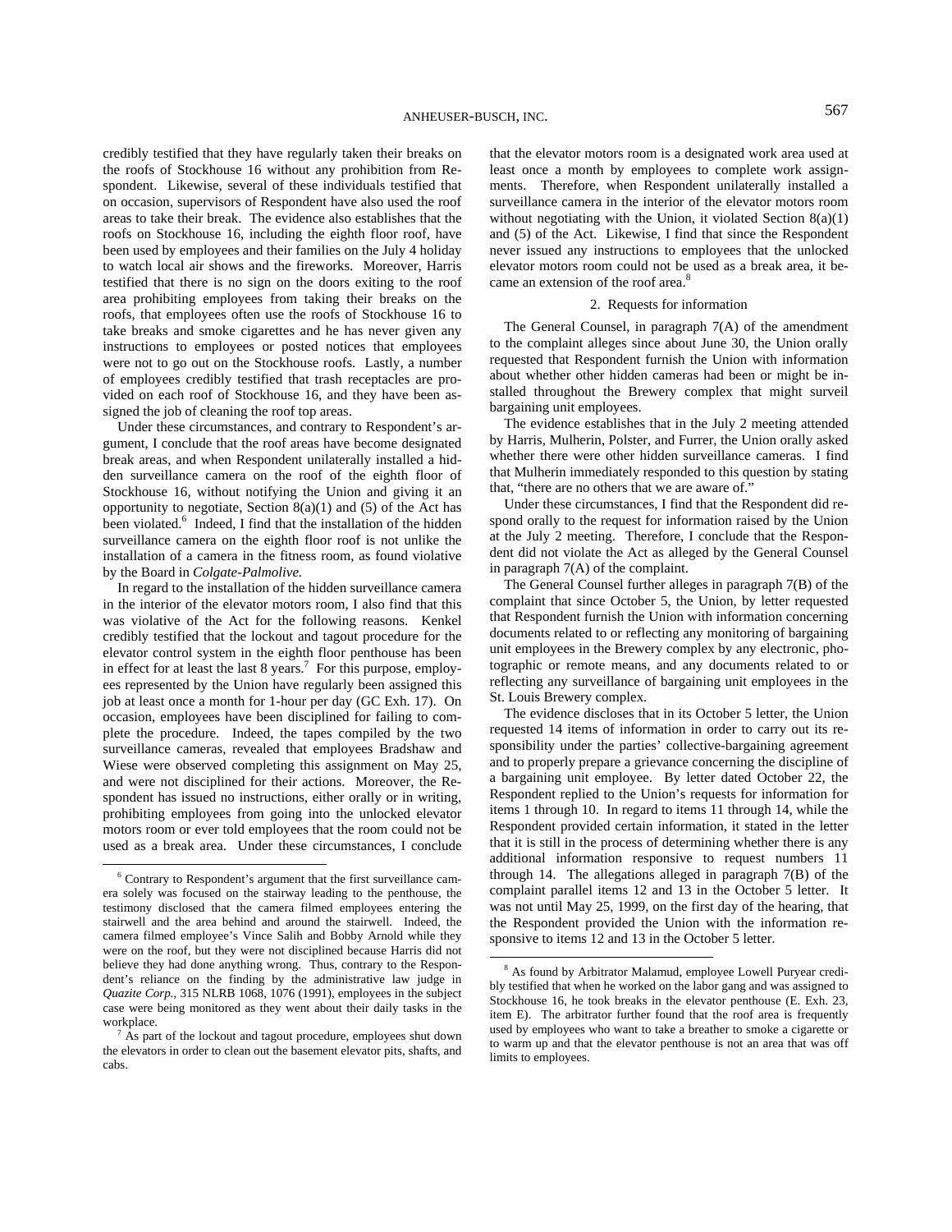credibly testified that they have regularly taken their breaks on the roofs of Stockhouse 16 without any prohibition from Respondent. Likewise, several of these individuals testified that on occasion, supervisors of Respondent have also used the roof areas to take their break. The evidence also establishes that the roofs on Stockhouse 16, including the eighth floor roof, have been used by employees and their families on the July 4 holiday to watch local air shows and the fireworks. Moreover, Harris testified that there is no sign on the doors exiting to the roof area prohibiting employees from taking their breaks on the roofs, that employees often use the roofs of Stockhouse 16 to take breaks and smoke cigarettes and he has never given any instructions to employees or posted notices that employees were not to go out on the Stockhouse roofs. Lastly, a number of employees credibly testified that trash receptacles are provided on each roof of Stockhouse 16, and they have been assigned the job of cleaning the roof top areas.

Under these circumstances, and contrary to Respondent's argument, I conclude that the roof areas have become designated break areas, and when Respondent unilaterally installed a hidden surveillance camera on the roof of the eighth floor of Stockhouse 16, without notifying the Union and giving it an opportunity to negotiate, Section 8(a)(1) and (5) of the Act has been violated.[6] Indeed, I find that the installation of the hidden surveillance camera on the eighth floor roof is not unlike the installation of a camera in the fitness room, as found violative by the Board in *Colgate-Palmolive.*

In regard to the installation of the hidden surveillance camera in the interior of the elevator motors room, I also find that this was violative of the Act for the following reasons. Kenkel credibly testified that the lockout and tagout procedure for the elevator control system in the eighth floor penthouse has been in effect for at least the last 8 years.[7] For this purpose, employees represented by the Union have regularly been assigned this job at least once a month for 1-hour per day (GC Exh. 17). On occasion, employees have been disciplined for failing to complete the procedure. Indeed, the tapes compiled by the two surveillance cameras, revealed that employees Bradshaw and Wiese were observed completing this assignment on May 25, and were not disciplined for their actions. Moreover, the Respondent has issued no instructions, either orally or in writing, prohibiting employees from going into the unlocked elevator motors room or ever told employees that the room could not be used as a break area. Under these circumstances, I conclude that the elevator motors room is a designated work area used at least once a month by employees to complete work assignments. Therefore, when Respondent unilaterally installed a surveillance camera in the interior of the elevator motors room without negotiating with the Union, it violated Section 8(a)(1) and (5) of the Act. Likewise, I find that since the Respondent never issued any instructions to employees that the unlocked elevator motors room could not be used as a break area, it became an extension of the roof area.[8]

### 2. Requests for information

The General Counsel, in paragraph 7(A) of the amendment to the complaint alleges since about June 30, the Union orally requested that Respondent furnish the Union with information about whether other hidden cameras had been or might be installed throughout the Brewery complex that might surveil bargaining unit employees.

The evidence establishes that in the July 2 meeting attended by Harris, Mulherin, Polster, and Furrer, the Union orally asked whether there were other hidden surveillance cameras. I find that Mulherin immediately responded to this question by stating that, "there are no others that we are aware of."

Under these circumstances, I find that the Respondent did respond orally to the request for information raised by the Union at the July 2 meeting. Therefore, I conclude that the Respondent did not violate the Act as alleged by the General Counsel in paragraph 7(A) of the complaint.

The General Counsel further alleges in paragraph 7(B) of the complaint that since October 5, the Union, by letter requested that Respondent furnish the Union with information concerning documents related to or reflecting any monitoring of bargaining unit employees in the Brewery complex by any electronic, photographic or remote means, and any documents related to or reflecting any surveillance of bargaining unit employees in the St. Louis Brewery complex.

The evidence discloses that in its October 5 letter, the Union requested 14 items of information in order to carry out its responsibility under the parties' collective-bargaining agreement and to properly prepare a grievance concerning the discipline of a bargaining unit employee. By letter dated October 22, the Respondent replied to the Union's requests for information for items 1 through 10. In regard to items 11 through 14, while the Respondent provided certain information, it stated in the letter that it is still in the process of determining whether there is any additional information responsive to request numbers 11 through 14. The allegations alleged in paragraph 7(B) of the complaint parallel items 12 and 13 in the October 5 letter. It was not until May 25, 1999, on the first day of the hearing, that the Respondent provided the Union with the information responsive to items 12 and 13 in the October 5 letter.

---

[6] Contrary to Respondent's argument that the first surveillance camera solely was focused on the stairway leading to the penthouse, the testimony disclosed that the camera filmed employees entering the stairwell and the area behind and around the stairwell. Indeed, the camera filmed employee's Vince Salih and Bobby Arnold while they were on the roof, but they were not disciplined because Harris did not believe they had done anything wrong. Thus, contrary to the Respondent's reliance on the finding by the administrative law judge in *Quazite Corp.*, 315 NLRB 1068, 1076 (1991), employees in the subject case were being monitored as they went about their daily tasks in the workplace.

[7] As part of the lockout and tagout procedure, employees shut down the elevators in order to clean out the basement elevator pits, shafts, and cabs.

[8] As found by Arbitrator Malamud, employee Lowell Puryear credibly testified that when he worked on the labor gang and was assigned to Stockhouse 16, he took breaks in the elevator penthouse (E. Exh. 23, item E). The arbitrator further found that the roof area is frequently used by employees who want to take a breather to smoke a cigarette or to warm up and that the elevator penthouse is not an area that was off limits to employees.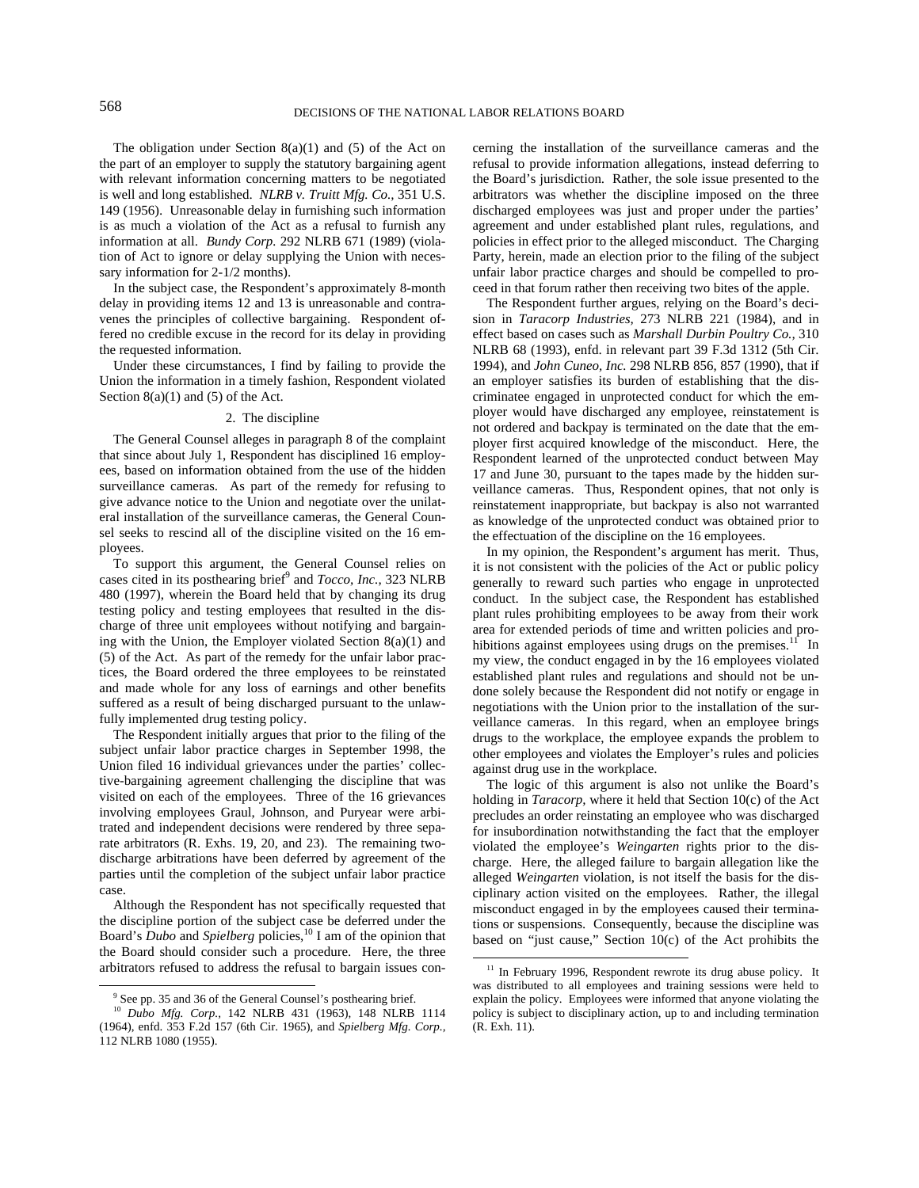The obligation under Section 8(a)(1) and (5) of the Act on the part of an employer to supply the statutory bargaining agent with relevant information concerning matters to be negotiated is well and long established. *NLRB v. Truitt Mfg. Co.,* 351 U.S. 149 (1956). Unreasonable delay in furnishing such information is as much a violation of the Act as a refusal to furnish any information at all. *Bundy Corp.* 292 NLRB 671 (1989) (violation of Act to ignore or delay supplying the Union with necessary information for 2-1/2 months).

In the subject case, the Respondent's approximately 8-month delay in providing items 12 and 13 is unreasonable and contravenes the principles of collective bargaining. Respondent offered no credible excuse in the record for its delay in providing the requested information.

Under these circumstances, I find by failing to provide the Union the information in a timely fashion, Respondent violated Section 8(a)(1) and (5) of the Act.

### 2. The discipline

The General Counsel alleges in paragraph 8 of the complaint that since about July 1, Respondent has disciplined 16 employees, based on information obtained from the use of the hidden surveillance cameras. As part of the remedy for refusing to give advance notice to the Union and negotiate over the unilateral installation of the surveillance cameras, the General Counsel seeks to rescind all of the discipline visited on the 16 employees.

To support this argument, the General Counsel relies on cases cited in its posthearing brief[9] and *Tocco, Inc.,* 323 NLRB 480 (1997), wherein the Board held that by changing its drug testing policy and testing employees that resulted in the discharge of three unit employees without notifying and bargaining with the Union, the Employer violated Section 8(a)(1) and (5) of the Act. As part of the remedy for the unfair labor practices, the Board ordered the three employees to be reinstated and made whole for any loss of earnings and other benefits suffered as a result of being discharged pursuant to the unlawfully implemented drug testing policy.

The Respondent initially argues that prior to the filing of the subject unfair labor practice charges in September 1998, the Union filed 16 individual grievances under the parties' collective-bargaining agreement challenging the discipline that was visited on each of the employees. Three of the 16 grievances involving employees Graul, Johnson, and Puryear were arbitrated and independent decisions were rendered by three separate arbitrators (R. Exhs. 19, 20, and 23). The remaining two-discharge arbitrations have been deferred by agreement of the parties until the completion of the subject unfair labor practice case.

Although the Respondent has not specifically requested that the discipline portion of the subject case be deferred under the Board's *Dubo* and *Spielberg* policies,[10] I am of the opinion that the Board should consider such a procedure. Here, the three arbitrators refused to address the refusal to bargain issues concerning the installation of the surveillance cameras and the refusal to provide information allegations, instead deferring to the Board's jurisdiction. Rather, the sole issue presented to the arbitrators was whether the discipline imposed on the three discharged employees was just and proper under the parties' agreement and under established plant rules, regulations, and policies in effect prior to the alleged misconduct. The Charging Party, herein, made an election prior to the filing of the subject unfair labor practice charges and should be compelled to proceed in that forum rather then receiving two bites of the apple.

The Respondent further argues, relying on the Board's decision in *Taracorp Industries,* 273 NLRB 221 (1984), and in effect based on cases such as *Marshall Durbin Poultry Co.,* 310 NLRB 68 (1993), enfd. in relevant part 39 F.3d 1312 (5th Cir. 1994), and *John Cuneo, Inc.* 298 NLRB 856, 857 (1990), that if an employer satisfies its burden of establishing that the discriminatee engaged in unprotected conduct for which the employer would have discharged any employee, reinstatement is not ordered and backpay is terminated on the date that the employer first acquired knowledge of the misconduct. Here, the Respondent learned of the unprotected conduct between May 17 and June 30, pursuant to the tapes made by the hidden surveillance cameras. Thus, Respondent opines, that not only is reinstatement inappropriate, but backpay is also not warranted as knowledge of the unprotected conduct was obtained prior to the effectuation of the discipline on the 16 employees.

In my opinion, the Respondent's argument has merit. Thus, it is not consistent with the policies of the Act or public policy generally to reward such parties who engage in unprotected conduct. In the subject case, the Respondent has established plant rules prohibiting employees to be away from their work area for extended periods of time and written policies and prohibitions against employees using drugs on the premises.[11] In my view, the conduct engaged in by the 16 employees violated established plant rules and regulations and should not be undone solely because the Respondent did not notify or engage in negotiations with the Union prior to the installation of the surveillance cameras. In this regard, when an employee brings drugs to the workplace, the employee expands the problem to other employees and violates the Employer's rules and policies against drug use in the workplace.

The logic of this argument is also not unlike the Board's holding in *Taracorp,* where it held that Section 10(c) of the Act precludes an order reinstating an employee who was discharged for insubordination notwithstanding the fact that the employer violated the employee's *Weingarten* rights prior to the discharge. Here, the alleged failure to bargain allegation like the alleged *Weingarten* violation, is not itself the basis for the disciplinary action visited on the employees. Rather, the illegal misconduct engaged in by the employees caused their terminations or suspensions. Consequently, because the discipline was based on "just cause," Section 10(c) of the Act prohibits the

---

[9] See pp. 35 and 36 of the General Counsel's posthearing brief.

[10] *Dubo Mfg. Corp.,* 142 NLRB 431 (1963), 148 NLRB 1114 (1964), enfd. 353 F.2d 157 (6th Cir. 1965), and *Spielberg Mfg. Corp.,* 112 NLRB 1080 (1955).

[11] In February 1996, Respondent rewrote its drug abuse policy. It was distributed to all employees and training sessions were held to explain the policy. Employees were informed that anyone violating the policy is subject to disciplinary action, up to and including termination (R. Exh. 11).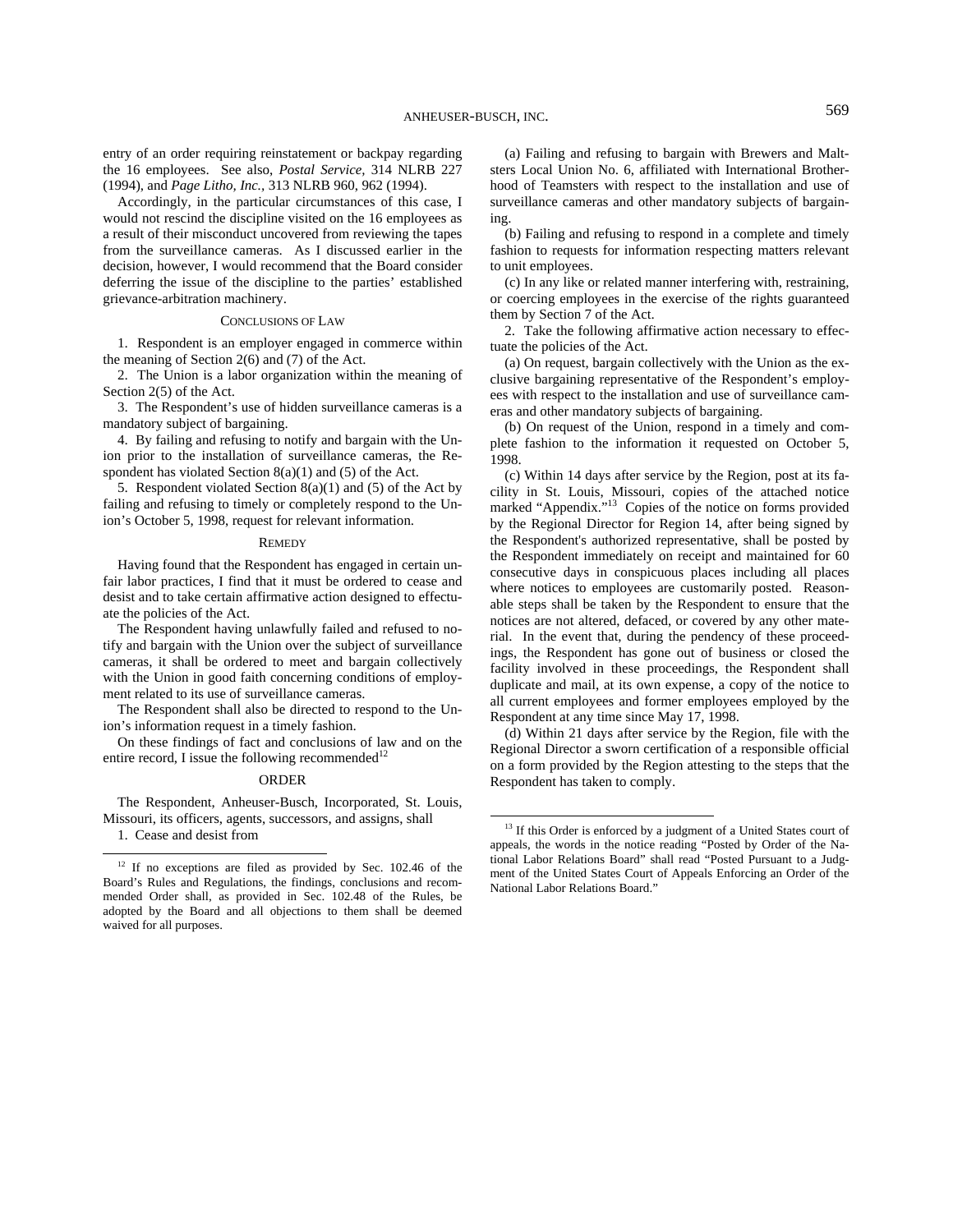entry of an order requiring reinstatement or backpay regarding the 16 employees. See also, *Postal Service,* 314 NLRB 227 (1994), and *Page Litho, Inc.*, 313 NLRB 960, 962 (1994).

Accordingly, in the particular circumstances of this case, I would not rescind the discipline visited on the 16 employees as a result of their misconduct uncovered from reviewing the tapes from the surveillance cameras. As I discussed earlier in the decision, however, I would recommend that the Board consider deferring the issue of the discipline to the parties' established grievance-arbitration machinery.

## CONCLUSIONS OF LAW

1. Respondent is an employer engaged in commerce within the meaning of Section 2(6) and (7) of the Act.

2. The Union is a labor organization within the meaning of Section 2(5) of the Act.

3. The Respondent's use of hidden surveillance cameras is a mandatory subject of bargaining.

4. By failing and refusing to notify and bargain with the Union prior to the installation of surveillance cameras, the Respondent has violated Section 8(a)(1) and (5) of the Act.

5. Respondent violated Section 8(a)(1) and (5) of the Act by failing and refusing to timely or completely respond to the Union's October 5, 1998, request for relevant information.

## REMEDY

Having found that the Respondent has engaged in certain unfair labor practices, I find that it must be ordered to cease and desist and to take certain affirmative action designed to effectuate the policies of the Act.

The Respondent having unlawfully failed and refused to notify and bargain with the Union over the subject of surveillance cameras, it shall be ordered to meet and bargain collectively with the Union in good faith concerning conditions of employment related to its use of surveillance cameras.

The Respondent shall also be directed to respond to the Union's information request in a timely fashion.

On these findings of fact and conclusions of law and on the entire record, I issue the following recommended[12]

## ORDER

The Respondent, Anheuser-Busch, Incorporated, St. Louis, Missouri, its officers, agents, successors, and assigns, shall

1. Cease and desist from

(a) Failing and refusing to bargain with Brewers and Maltsters Local Union No. 6, affiliated with International Brotherhood of Teamsters with respect to the installation and use of surveillance cameras and other mandatory subjects of bargaining.

(b) Failing and refusing to respond in a complete and timely fashion to requests for information respecting matters relevant to unit employees.

(c) In any like or related manner interfering with, restraining, or coercing employees in the exercise of the rights guaranteed them by Section 7 of the Act.

2. Take the following affirmative action necessary to effectuate the policies of the Act.

(a) On request, bargain collectively with the Union as the exclusive bargaining representative of the Respondent's employees with respect to the installation and use of surveillance cameras and other mandatory subjects of bargaining.

(b) On request of the Union, respond in a timely and complete fashion to the information it requested on October 5, 1998.

(c) Within 14 days after service by the Region, post at its facility in St. Louis, Missouri, copies of the attached notice marked "Appendix."[13] Copies of the notice on forms provided by the Regional Director for Region 14, after being signed by the Respondent's authorized representative, shall be posted by the Respondent immediately on receipt and maintained for 60 consecutive days in conspicuous places including all places where notices to employees are customarily posted. Reasonable steps shall be taken by the Respondent to ensure that the notices are not altered, defaced, or covered by any other material. In the event that, during the pendency of these proceedings, the Respondent has gone out of business or closed the facility involved in these proceedings, the Respondent shall duplicate and mail, at its own expense, a copy of the notice to all current employees and former employees employed by the Respondent at any time since May 17, 1998.

(d) Within 21 days after service by the Region, file with the Regional Director a sworn certification of a responsible official on a form provided by the Region attesting to the steps that the Respondent has taken to comply.

---

[12] If no exceptions are filed as provided by Sec. 102.46 of the Board's Rules and Regulations, the findings, conclusions and recommended Order shall, as provided in Sec. 102.48 of the Rules, be adopted by the Board and all objections to them shall be deemed waived for all purposes.

[13] If this Order is enforced by a judgment of a United States court of appeals, the words in the notice reading "Posted by Order of the National Labor Relations Board" shall read "Posted Pursuant to a Judgment of the United States Court of Appeals Enforcing an Order of the National Labor Relations Board."